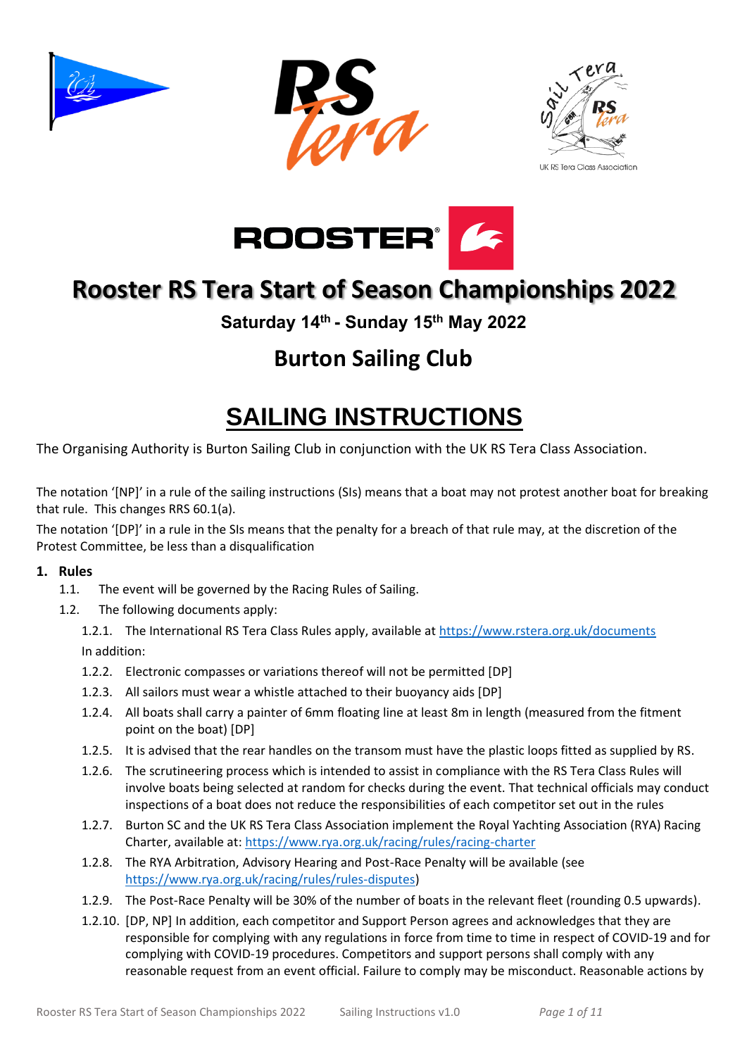# Rooster RS Tera Start of Season Championships 2022

**Saturday 14th - Sunday 15th May 2022**

## Burton Sailing Club

# SAILING INSTRUCTIONS

The Organising Authority is Burton Sailing Club in conjunction with the UK RS Tera Class Association.

The notation '[NP]' in a rule of the sailing instructions (SIs) means that a boat may not protest another boat for breaking that rule. This changes RRS 60.1(a).

The notation '[DP]' in a rule in the SIs means that the penalty for a breach of that rule may, at the discretion of the Protest Committee, be less than a disqualification

### 1. Rules

1.1. The event will be governed by the Racing Rules of Sailing.

1.2. The following documents apply:

1.2.1. The International RS Tera Class Rules apply, available at https://www.rstera.org.uk/documents

In addition:

1.2.2. Electronic compasses or variations thereof will not be permitted [DP]

1.2.3. All sailors must wear a whistle attached to their buoyancy aids [DP]

1.2.4. All boats shall carry a painter of 6mm floating line at least 8m in length (measured from the fitment point on the boat) [DP]

1.2.5. It is advised that the rear handles on the transom must have the plastic loops fitted as supplied by RS.

1.2.6. The scrutineering process which is intended to assist in compliance with the RS Tera Class Rules will involve boats being selected at random for checks during the event. That technical officials may conduct inspections of a boat does not reduce the responsibilities of each competitor set out in the rules

1.2.7. Burton SC and the UK RS Tera Class Association implement the Royal Yachting Association (RYA) Racing Charter, available at: https://www.rya.org.uk/racing/rules/racing-charter

1.2.8. The RYA Arbitration, Advisory Hearing and Post-Race Penalty will be available (see https://www.rya.org.uk/racing/rules/rules-disputes)

1.2.9. The Post-Race Penalty will be 30% of the number of boats in the relevant fleet (rounding 0.5 upwards).

1.2.10. [DP, NP] In addition, each competitor and Support Person agrees and acknowledges that they are responsible for complying with any regulations in force from time to time in respect of COVID-19 and for complying with COVID-19 procedures. Competitors and support persons shall comply with any reasonable request from an event official. Failure to comply may be misconduct. Reasonable actions by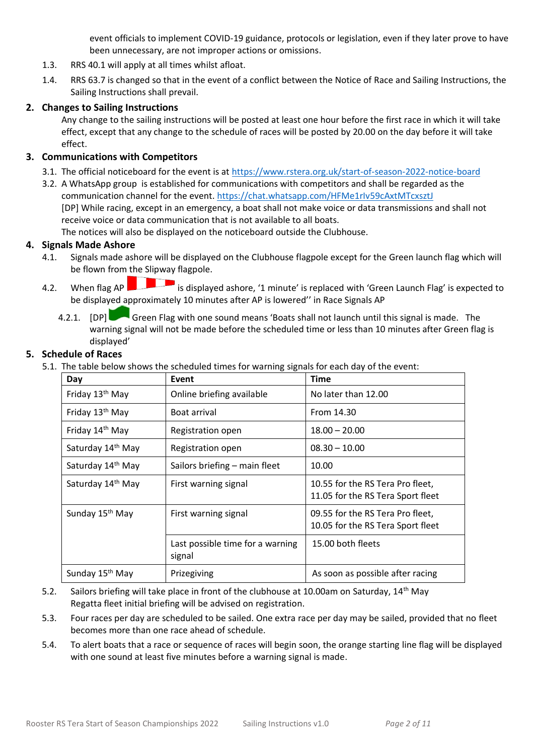event officials to implement COVID-19 guidance, protocols or legislation, even if they later prove to have been unnecessary, are not improper actions or omissions.

1.3. RRS 40.1 will apply at all times whilst afloat.

1.4. RRS 63.7 is changed so that in the event of a conflict between the Notice of Race and Sailing Instructions, the Sailing Instructions shall prevail.

## 2. Changes to Sailing Instructions

Any change to the sailing instructions will be posted at least one hour before the first race in which it will take effect, except that any change to the schedule of races will be posted by 20.00 on the day before it will take effect.

## 3. Communications with Competitors

3.1. The official noticeboard for the event is at https://www.rstera.org.uk/start-of-season-2022-notice-board

3.2. A WhatsApp group is established for communications with competitors and shall be regarded as the communication channel for the event. https://chat.whatsapp.com/HFMe1rIv59cAxtMTcxsztJ
[DP] While racing, except in an emergency, a boat shall not make voice or data transmissions and shall not receive voice or data communication that is not available to all boats.
The notices will also be displayed on the noticeboard outside the Clubhouse.

## 4. Signals Made Ashore

4.1. Signals made ashore will be displayed on the Clubhouse flagpole except for the Green launch flag which will be flown from the Slipway flagpole.

4.2. When flag AP is displayed ashore, '1 minute' is replaced with 'Green Launch Flag' is expected to be displayed approximately 10 minutes after AP is lowered'' in Race Signals AP

4.2.1. [DP] Green Flag with one sound means 'Boats shall not launch until this signal is made. The warning signal will not be made before the scheduled time or less than 10 minutes after Green flag is displayed'

## 5. Schedule of Races

5.1. The table below shows the scheduled times for warning signals for each day of the event:

| Day | Event | Time |
|---|---|---|
| Friday 13th May | Online briefing available | No later than 12.00 |
| Friday 13th May | Boat arrival | From 14.30 |
| Friday 14th May | Registration open | 18.00 – 20.00 |
| Saturday 14th May | Registration open | 08.30 – 10.00 |
| Saturday 14th May | Sailors briefing – main fleet | 10.00 |
| Saturday 14th May | First warning signal | 10.55 for the RS Tera Pro fleet, 11.05 for the RS Tera Sport fleet |
| Sunday 15th May | First warning signal | 09.55 for the RS Tera Pro fleet, 10.05 for the RS Tera Sport fleet |
| | Last possible time for a warning signal | 15.00 both fleets |
| Sunday 15th May | Prizegiving | As soon as possible after racing |

5.2. Sailors briefing will take place in front of the clubhouse at 10.00am on Saturday, 14th May
Regatta fleet initial briefing will be advised on registration.

5.3. Four races per day are scheduled to be sailed. One extra race per day may be sailed, provided that no fleet becomes more than one race ahead of schedule.

5.4. To alert boats that a race or sequence of races will begin soon, the orange starting line flag will be displayed with one sound at least five minutes before a warning signal is made.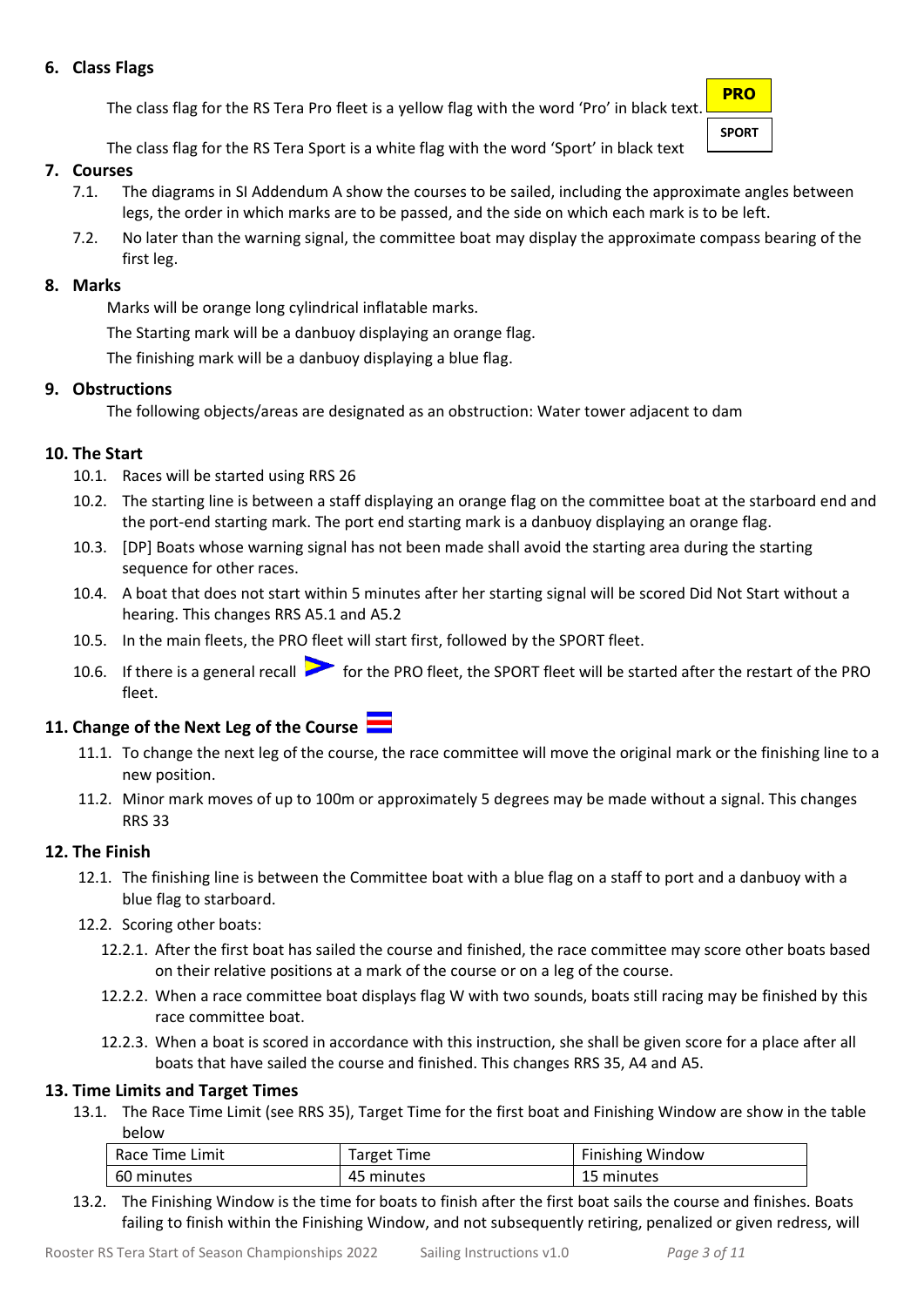## 6. Class Flags

The class flag for the RS Tera Pro fleet is a yellow flag with the word 'Pro' in black text.

**PRO**

The class flag for the RS Tera Sport is a white flag with the word 'Sport' in black text

**SPORT**

## 7. Courses

7.1. The diagrams in SI Addendum A show the courses to be sailed, including the approximate angles between legs, the order in which marks are to be passed, and the side on which each mark is to be left.

7.2. No later than the warning signal, the committee boat may display the approximate compass bearing of the first leg.

## 8. Marks

Marks will be orange long cylindrical inflatable marks.

The Starting mark will be a danbuoy displaying an orange flag.

The finishing mark will be a danbuoy displaying a blue flag.

## 9. Obstructions

The following objects/areas are designated as an obstruction: Water tower adjacent to dam

## 10. The Start

10.1. Races will be started using RRS 26

10.2. The starting line is between a staff displaying an orange flag on the committee boat at the starboard end and the port-end starting mark. The port end starting mark is a danbuoy displaying an orange flag.

10.3. [DP] Boats whose warning signal has not been made shall avoid the starting area during the starting sequence for other races.

10.4. A boat that does not start within 5 minutes after her starting signal will be scored Did Not Start without a hearing. This changes RRS A5.1 and A5.2

10.5. In the main fleets, the PRO fleet will start first, followed by the SPORT fleet.

10.6. If there is a general recall for the PRO fleet, the SPORT fleet will be started after the restart of the PRO fleet.

## 11. Change of the Next Leg of the Course

11.1. To change the next leg of the course, the race committee will move the original mark or the finishing line to a new position.

11.2. Minor mark moves of up to 100m or approximately 5 degrees may be made without a signal. This changes RRS 33

## 12. The Finish

12.1. The finishing line is between the Committee boat with a blue flag on a staff to port and a danbuoy with a blue flag to starboard.

12.2. Scoring other boats:

12.2.1. After the first boat has sailed the course and finished, the race committee may score other boats based on their relative positions at a mark of the course or on a leg of the course.

12.2.2. When a race committee boat displays flag W with two sounds, boats still racing may be finished by this race committee boat.

12.2.3. When a boat is scored in accordance with this instruction, she shall be given score for a place after all boats that have sailed the course and finished. This changes RRS 35, A4 and A5.

## 13. Time Limits and Target Times

13.1. The Race Time Limit (see RRS 35), Target Time for the first boat and Finishing Window are show in the table below

| Race Time Limit | Target Time | Finishing Window |
|---|---|---|
| 60 minutes | 45 minutes | 15 minutes |

13.2. The Finishing Window is the time for boats to finish after the first boat sails the course and finishes. Boats failing to finish within the Finishing Window, and not subsequently retiring, penalized or given redress, will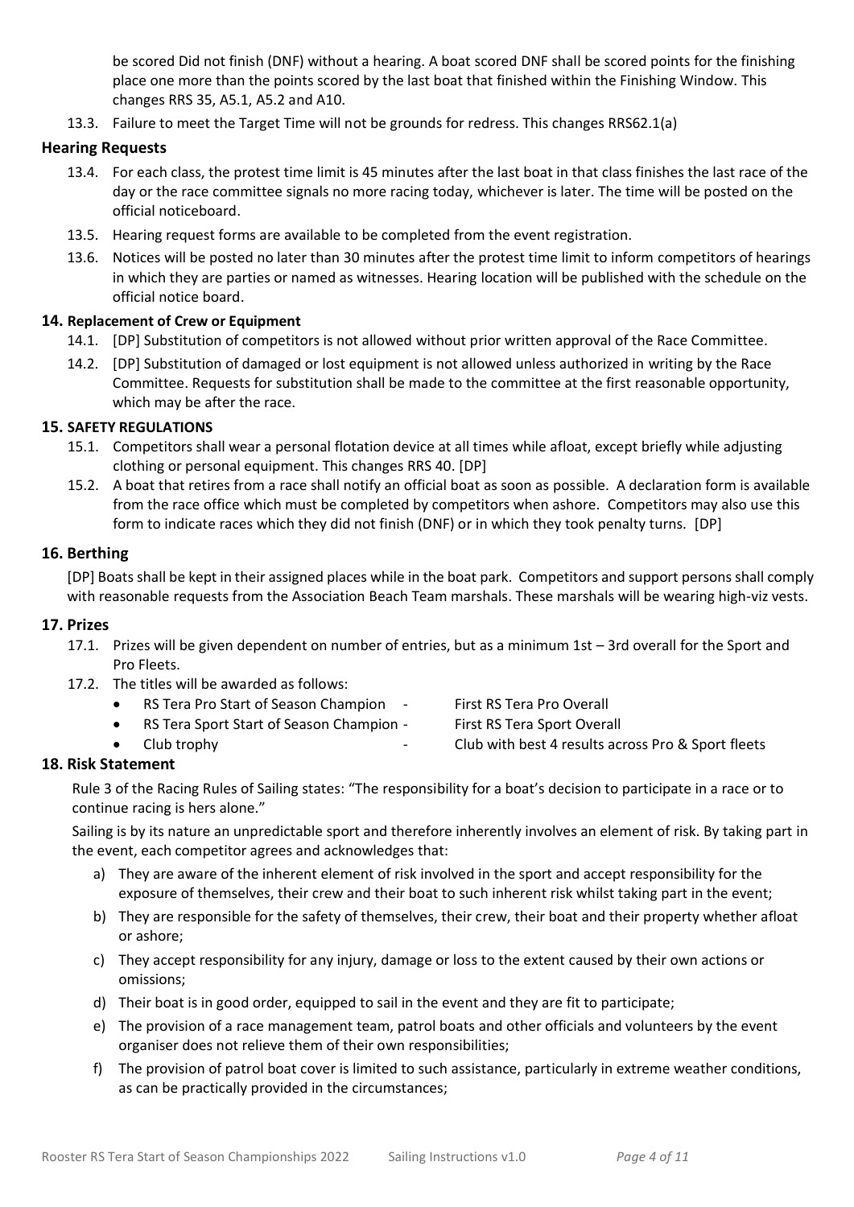be scored Did not finish (DNF) without a hearing. A boat scored DNF shall be scored points for the finishing place one more than the points scored by the last boat that finished within the Finishing Window. This changes RRS 35, A5.1, A5.2 and A10.

13.3. Failure to meet the Target Time will not be grounds for redress. This changes RRS62.1(a)

### Hearing Requests

13.4. For each class, the protest time limit is 45 minutes after the last boat in that class finishes the last race of the day or the race committee signals no more racing today, whichever is later. The time will be posted on the official noticeboard.

13.5. Hearing request forms are available to be completed from the event registration.

13.6. Notices will be posted no later than 30 minutes after the protest time limit to inform competitors of hearings in which they are parties or named as witnesses. Hearing location will be published with the schedule on the official notice board.

## 14. Replacement of Crew or Equipment

14.1. [DP] Substitution of competitors is not allowed without prior written approval of the Race Committee.

14.2. [DP] Substitution of damaged or lost equipment is not allowed unless authorized in writing by the Race Committee. Requests for substitution shall be made to the committee at the first reasonable opportunity, which may be after the race.

## 15. SAFETY REGULATIONS

15.1. Competitors shall wear a personal flotation device at all times while afloat, except briefly while adjusting clothing or personal equipment. This changes RRS 40. [DP]

15.2. A boat that retires from a race shall notify an official boat as soon as possible. A declaration form is available from the race office which must be completed by competitors when ashore. Competitors may also use this form to indicate races which they did not finish (DNF) or in which they took penalty turns. [DP]

## 16. Berthing

[DP] Boats shall be kept in their assigned places while in the boat park. Competitors and support persons shall comply with reasonable requests from the Association Beach Team marshals. These marshals will be wearing high-viz vests.

## 17. Prizes

17.1. Prizes will be given dependent on number of entries, but as a minimum 1st – 3rd overall for the Sport and Pro Fleets.

17.2. The titles will be awarded as follows:

- RS Tera Pro Start of Season Champion - First RS Tera Pro Overall
- RS Tera Sport Start of Season Champion - First RS Tera Sport Overall
- Club trophy - Club with best 4 results across Pro & Sport fleets

## 18. Risk Statement

Rule 3 of the Racing Rules of Sailing states: "The responsibility for a boat's decision to participate in a race or to continue racing is hers alone."

Sailing is by its nature an unpredictable sport and therefore inherently involves an element of risk. By taking part in the event, each competitor agrees and acknowledges that:

a) They are aware of the inherent element of risk involved in the sport and accept responsibility for the exposure of themselves, their crew and their boat to such inherent risk whilst taking part in the event;

b) They are responsible for the safety of themselves, their crew, their boat and their property whether afloat or ashore;

c) They accept responsibility for any injury, damage or loss to the extent caused by their own actions or omissions;

d) Their boat is in good order, equipped to sail in the event and they are fit to participate;

e) The provision of a race management team, patrol boats and other officials and volunteers by the event organiser does not relieve them of their own responsibilities;

f) The provision of patrol boat cover is limited to such assistance, particularly in extreme weather conditions, as can be practically provided in the circumstances;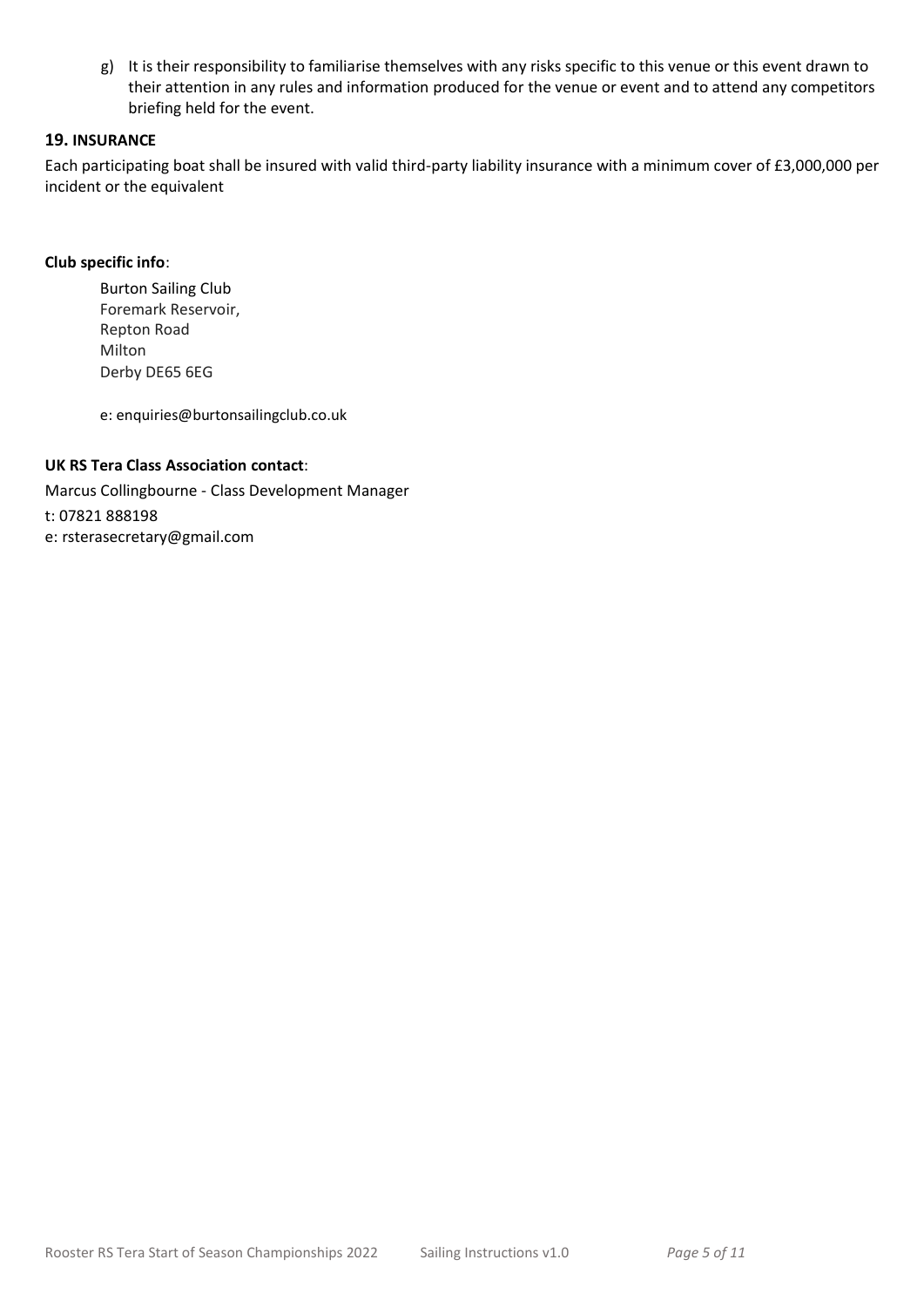g) It is their responsibility to familiarise themselves with any risks specific to this venue or this event drawn to their attention in any rules and information produced for the venue or event and to attend any competitors briefing held for the event.

## 19. INSURANCE

Each participating boat shall be insured with valid third-party liability insurance with a minimum cover of £3,000,000 per incident or the equivalent

**Club specific info**:

Burton Sailing Club
Foremark Reservoir,
Repton Road
Milton
Derby DE65 6EG

e: enquiries@burtonsailingclub.co.uk

**UK RS Tera Class Association contact**:

Marcus Collingbourne - Class Development Manager
t: 07821 888198
e: rsterasecretary@gmail.com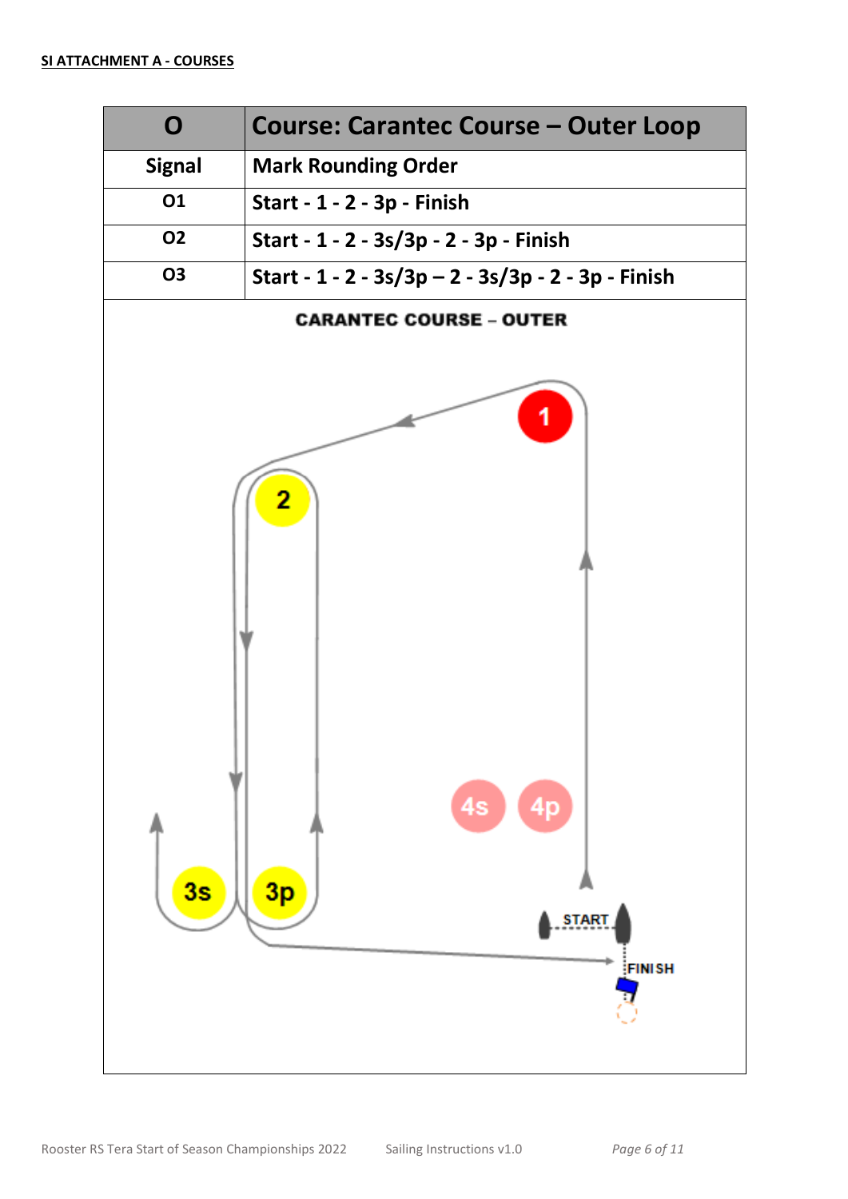**SI ATTACHMENT A - COURSES**

| O | Course: Carantec Course – Outer Loop |
|---|---|
| **Signal** | **Mark Rounding Order** |
| **O1** | **Start - 1 - 2 - 3p - Finish** |
| **O2** | **Start - 1 - 2 - 3s/3p - 2 - 3p - Finish** |
| **O3** | **Start - 1 - 2 - 3s/3p – 2 - 3s/3p - 2 - 3p - Finish** |

**CARANTEC COURSE – OUTER**

1

2

3s

3p

4s

4p

START

FINISH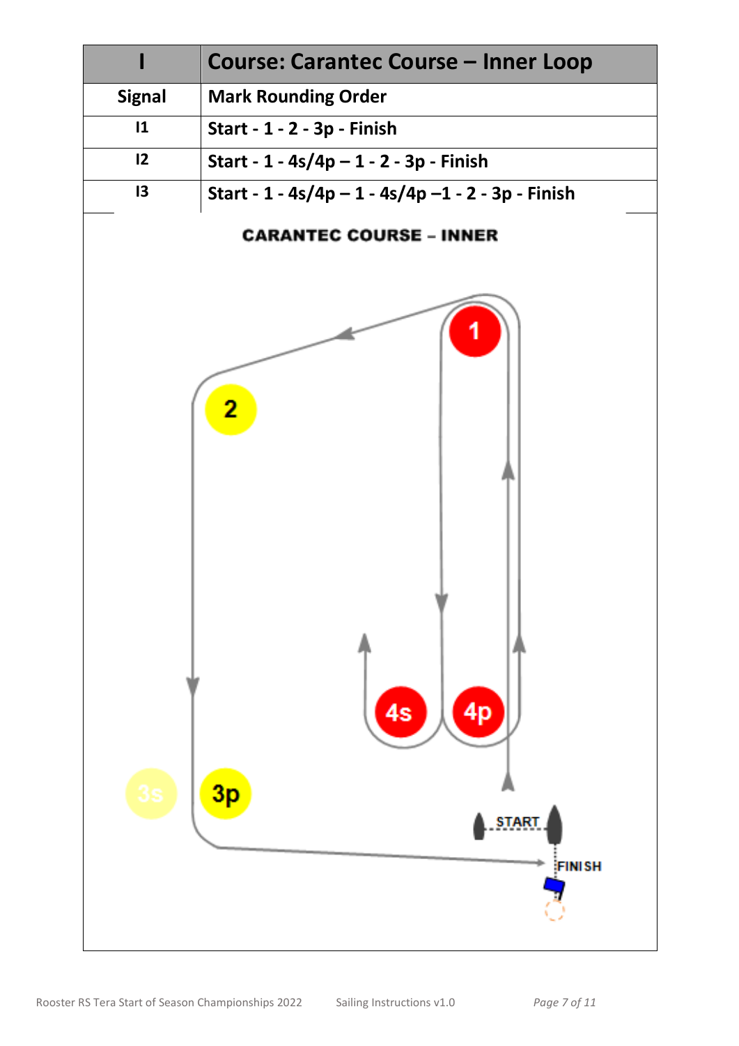| I | Course: Carantec Course – Inner Loop |
|---|---|
| Signal | Mark Rounding Order |
| I1 | Start - 1 - 2 - 3p - Finish |
| I2 | Start - 1 - 4s/4p – 1 - 2 - 3p - Finish |
| I3 | Start - 1 - 4s/4p – 1 - 4s/4p –1 - 2 - 3p - Finish |

**CARANTEC COURSE – INNER**

1

2

4s 4p

3s 3p

START

FINISH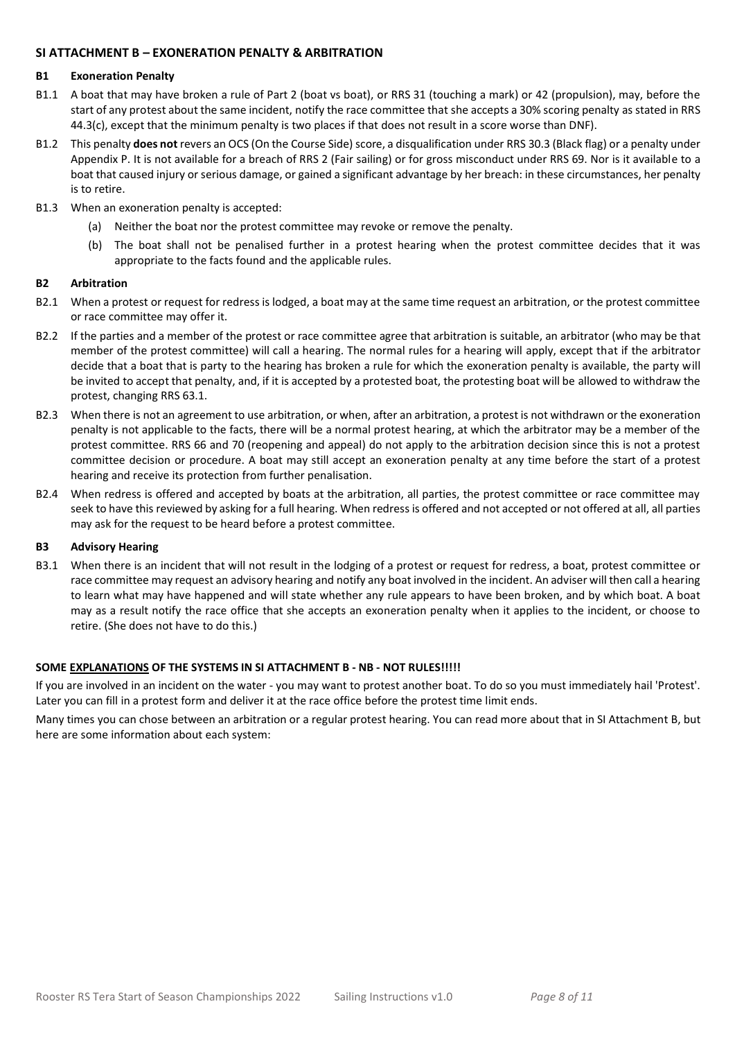## SI ATTACHMENT B – EXONERATION PENALTY & ARBITRATION

### B1 Exoneration Penalty

B1.1 A boat that may have broken a rule of Part 2 (boat vs boat), or RRS 31 (touching a mark) or 42 (propulsion), may, before the start of any protest about the same incident, notify the race committee that she accepts a 30% scoring penalty as stated in RRS 44.3(c), except that the minimum penalty is two places if that does not result in a score worse than DNF).

B1.2 This penalty **does not** revers an OCS (On the Course Side) score, a disqualification under RRS 30.3 (Black flag) or a penalty under Appendix P. It is not available for a breach of RRS 2 (Fair sailing) or for gross misconduct under RRS 69. Nor is it available to a boat that caused injury or serious damage, or gained a significant advantage by her breach: in these circumstances, her penalty is to retire.

B1.3 When an exoneration penalty is accepted:

(a) Neither the boat nor the protest committee may revoke or remove the penalty.

(b) The boat shall not be penalised further in a protest hearing when the protest committee decides that it was appropriate to the facts found and the applicable rules.

### B2 Arbitration

B2.1 When a protest or request for redress is lodged, a boat may at the same time request an arbitration, or the protest committee or race committee may offer it.

B2.2 If the parties and a member of the protest or race committee agree that arbitration is suitable, an arbitrator (who may be that member of the protest committee) will call a hearing. The normal rules for a hearing will apply, except that if the arbitrator decide that a boat that is party to the hearing has broken a rule for which the exoneration penalty is available, the party will be invited to accept that penalty, and, if it is accepted by a protested boat, the protesting boat will be allowed to withdraw the protest, changing RRS 63.1.

B2.3 When there is not an agreement to use arbitration, or when, after an arbitration, a protest is not withdrawn or the exoneration penalty is not applicable to the facts, there will be a normal protest hearing, at which the arbitrator may be a member of the protest committee. RRS 66 and 70 (reopening and appeal) do not apply to the arbitration decision since this is not a protest committee decision or procedure. A boat may still accept an exoneration penalty at any time before the start of a protest hearing and receive its protection from further penalisation.

B2.4 When redress is offered and accepted by boats at the arbitration, all parties, the protest committee or race committee may seek to have this reviewed by asking for a full hearing. When redress is offered and not accepted or not offered at all, all parties may ask for the request to be heard before a protest committee.

### B3 Advisory Hearing

B3.1 When there is an incident that will not result in the lodging of a protest or request for redress, a boat, protest committee or race committee may request an advisory hearing and notify any boat involved in the incident. An adviser will then call a hearing to learn what may have happened and will state whether any rule appears to have been broken, and by which boat. A boat may as a result notify the race office that she accepts an exoneration penalty when it applies to the incident, or choose to retire. (She does not have to do this.)

**SOME <u>EXPLANATIONS</u> OF THE SYSTEMS IN SI ATTACHMENT B - NB - NOT RULES!!!!!**

If you are involved in an incident on the water - you may want to protest another boat. To do so you must immediately hail 'Protest'. Later you can fill in a protest form and deliver it at the race office before the protest time limit ends.

Many times you can chose between an arbitration or a regular protest hearing. You can read more about that in SI Attachment B, but here are some information about each system: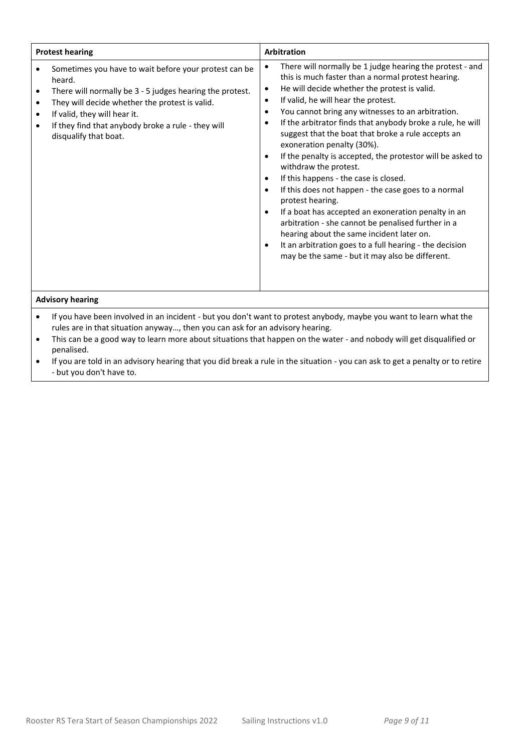| Protest hearing | Arbitration |
| --- | --- |
| • Sometimes you have to wait before your protest can be heard.<br>• There will normally be 3 - 5 judges hearing the protest.<br>• They will decide whether the protest is valid.<br>• If valid, they will hear it.<br>• If they find that anybody broke a rule - they will disqualify that boat. | • There will normally be 1 judge hearing the protest - and this is much faster than a normal protest hearing.<br>• He will decide whether the protest is valid.<br>• If valid, he will hear the protest.<br>• You cannot bring any witnesses to an arbitration.<br>• If the arbitrator finds that anybody broke a rule, he will suggest that the boat that broke a rule accepts an exoneration penalty (30%).<br>• If the penalty is accepted, the protestor will be asked to withdraw the protest.<br>• If this happens - the case is closed.<br>• If this does not happen - the case goes to a normal protest hearing.<br>• If a boat has accepted an exoneration penalty in an arbitration - she cannot be penalised further in a hearing about the same incident later on.<br>• It an arbitration goes to a full hearing - the decision may be the same - but it may also be different. |

**Advisory hearing**

- If you have been involved in an incident - but you don't want to protest anybody, maybe you want to learn what the rules are in that situation anyway…, then you can ask for an advisory hearing.
- This can be a good way to learn more about situations that happen on the water - and nobody will get disqualified or penalised.
- If you are told in an advisory hearing that you did break a rule in the situation - you can ask to get a penalty or to retire - but you don't have to.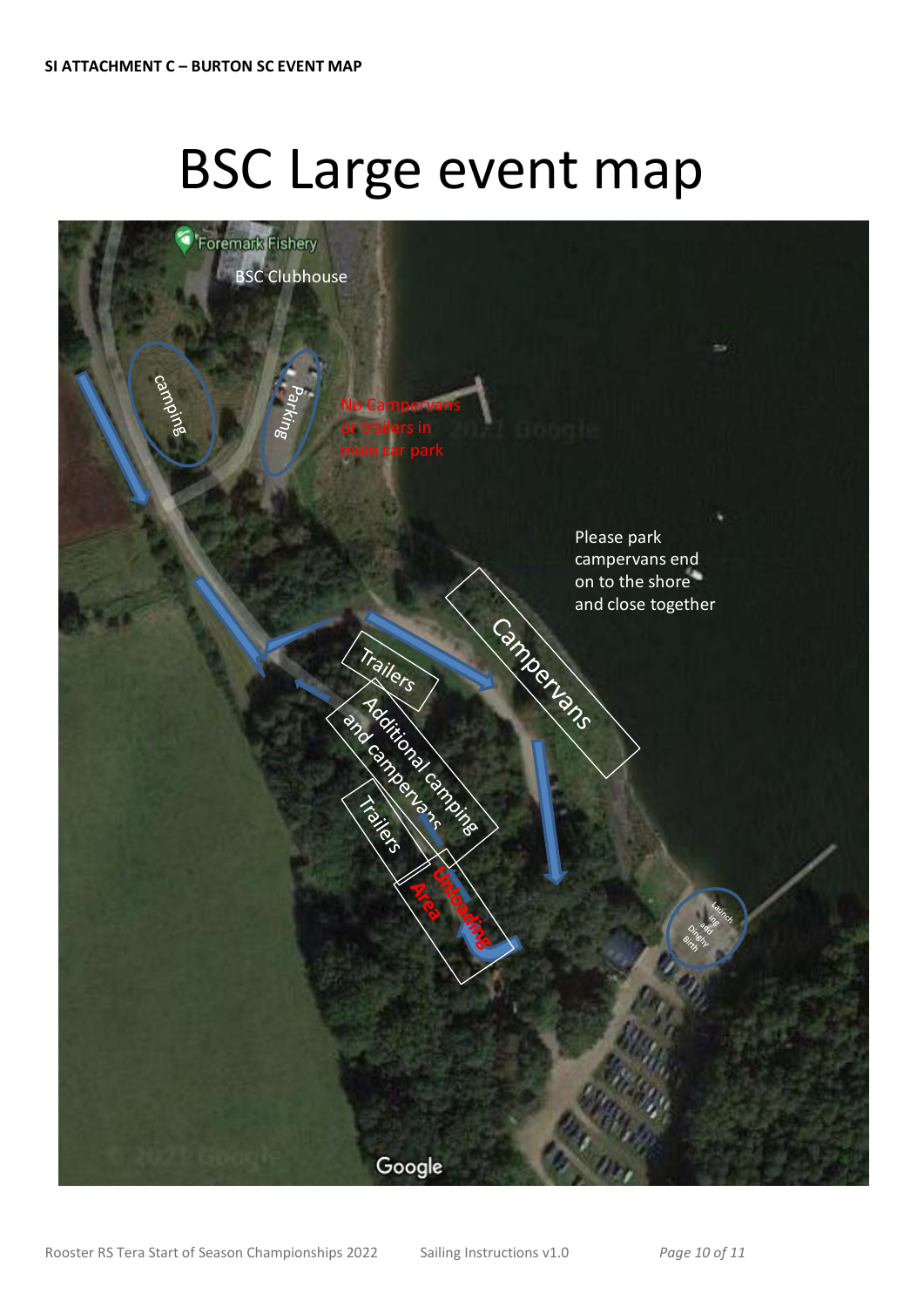**SI ATTACHMENT C – BURTON SC EVENT MAP**

# BSC Large event map

Foremark Fishery

BSC Clubhouse

camping

Parking

No Campervans or trailers in main car park

Please park campervans end on to the shore and close together

Campervans

Trailers

Additional camping and campervans

Trailers

Unloading Area

Launching and Dinghy Birth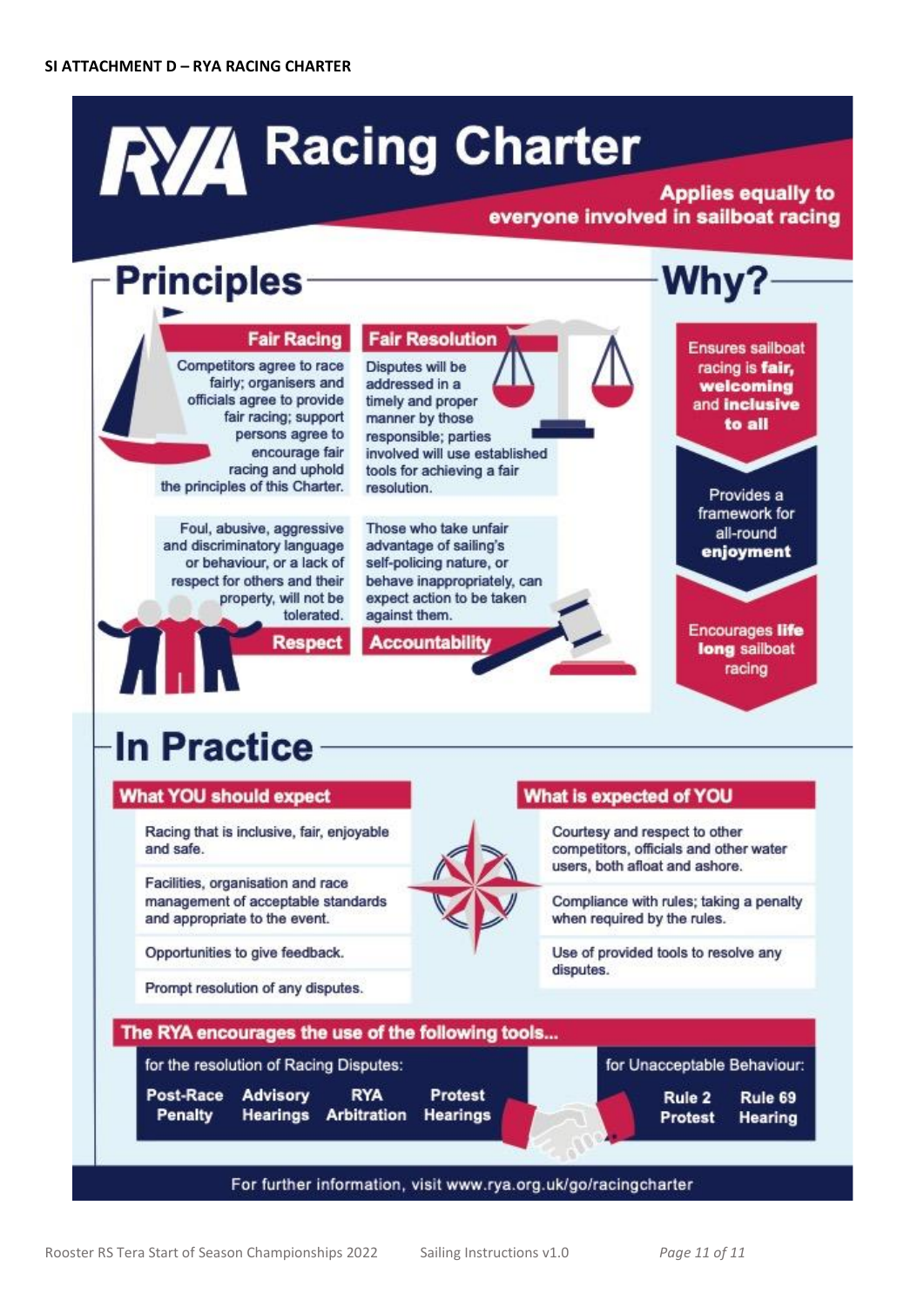**SI ATTACHMENT D – RYA RACING CHARTER**

# RYA Racing Charter

**Applies equally to everyone involved in sailboat racing**

## Principles

### Fair Racing

Competitors agree to race fairly; organisers and officials agree to provide fair racing; support persons agree to encourage fair racing and uphold the principles of this Charter.

### Fair Resolution

Disputes will be addressed in a timely and proper manner by those responsible; parties involved will use established tools for achieving a fair resolution.

### Respect

Foul, abusive, aggressive and discriminatory language or behaviour, or a lack of respect for others and their property, will not be tolerated.

### Accountability

Those who take unfair advantage of sailing's self-policing nature, or behave inappropriately, can expect action to be taken against them.

## Why?

- Ensures sailboat racing is **fair, welcoming** and **inclusive to all**
- Provides a framework for all-round **enjoyment**
- Encourages **life long** sailboat racing

## In Practice

### What YOU should expect

- Racing that is inclusive, fair, enjoyable and safe.
- Facilities, organisation and race management of acceptable standards and appropriate to the event.
- Opportunities to give feedback.
- Prompt resolution of any disputes.

### What is expected of YOU

- Courtesy and respect to other competitors, officials and other water users, both afloat and ashore.
- Compliance with rules; taking a penalty when required by the rules.
- Use of provided tools to resolve any disputes.

### The RYA encourages the use of the following tools...

for the resolution of Racing Disputes:

**Post-Race Penalty** | **Advisory Hearings** | **RYA Arbitration** | **Protest Hearings**

for Unacceptable Behaviour:

**Rule 2 Protest** | **Rule 69 Hearing**

For further information, visit www.rya.org.uk/go/racingcharter